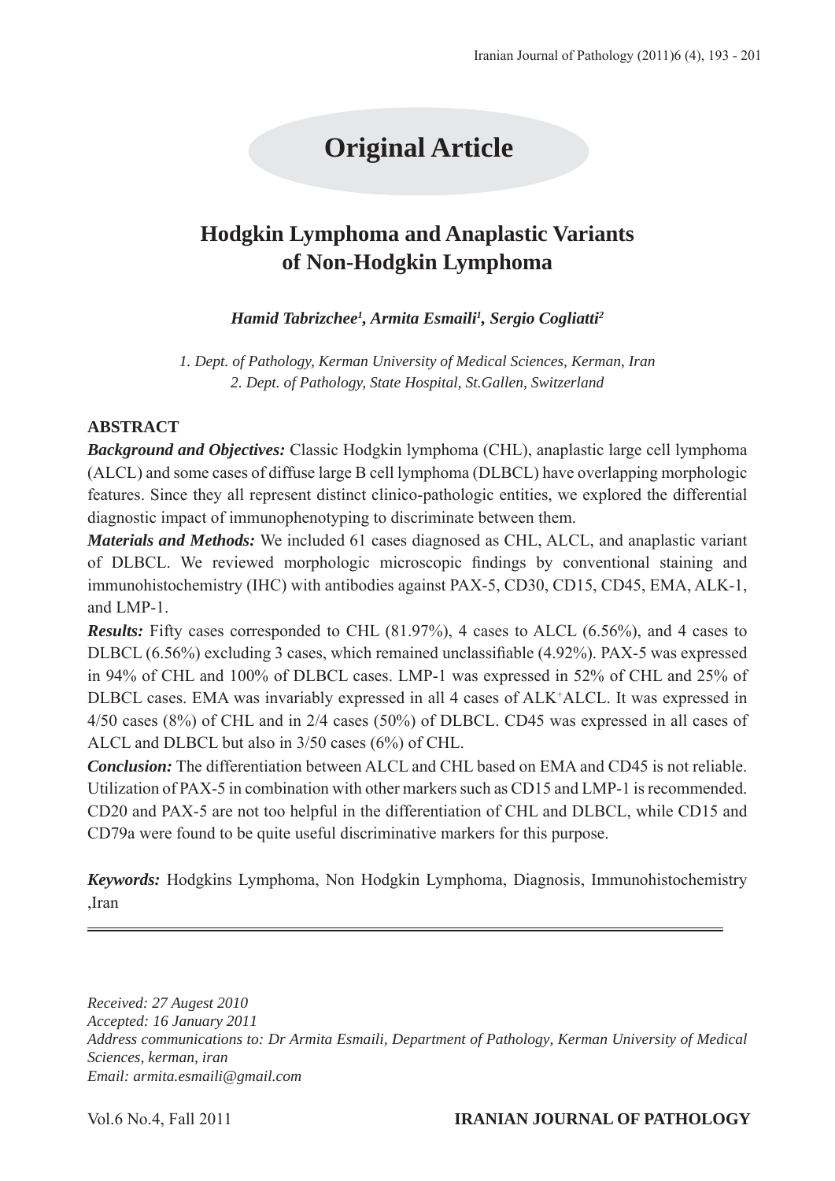# Original Article

## Hodgkin Lymphoma and Anaplastic Variants of Non-Hodgkin Lymphoma

***Hamid Tabrizchee[1], Armita Esmaili[1], Sergio Cogliatti[2]***

*1. Dept. of Pathology, Kerman University of Medical Sciences, Kerman, Iran*
*2. Dept. of Pathology, State Hospital, St.Gallen, Switzerland*

### ABSTRACT

***Background and Objectives:*** Classic Hodgkin lymphoma (CHL), anaplastic large cell lymphoma (ALCL) and some cases of diffuse large B cell lymphoma (DLBCL) have overlapping morphologic features. Since they all represent distinct clinico-pathologic entities, we explored the differential diagnostic impact of immunophenotyping to discriminate between them.

***Materials and Methods:*** We included 61 cases diagnosed as CHL, ALCL, and anaplastic variant of DLBCL. We reviewed morphologic microscopic findings by conventional staining and immunohistochemistry (IHC) with antibodies against PAX-5, CD30, CD15, CD45, EMA, ALK-1, and LMP-1.

***Results:*** Fifty cases corresponded to CHL (81.97%), 4 cases to ALCL (6.56%), and 4 cases to DLBCL (6.56%) excluding 3 cases, which remained unclassifiable (4.92%). PAX-5 was expressed in 94% of CHL and 100% of DLBCL cases. LMP-1 was expressed in 52% of CHL and 25% of DLBCL cases. EMA was invariably expressed in all 4 cases of ALK$^{+}$ALCL. It was expressed in 4/50 cases (8%) of CHL and in 2/4 cases (50%) of DLBCL. CD45 was expressed in all cases of ALCL and DLBCL but also in 3/50 cases (6%) of CHL.

***Conclusion:*** The differentiation between ALCL and CHL based on EMA and CD45 is not reliable. Utilization of PAX-5 in combination with other markers such as CD15 and LMP-1 is recommended. CD20 and PAX-5 are not too helpful in the differentiation of CHL and DLBCL, while CD15 and CD79a were found to be quite useful discriminative markers for this purpose.

***Keywords:*** Hodgkins Lymphoma, Non Hodgkin Lymphoma, Diagnosis, Immunohistochemistry ,Iran

---

*Received: 27 Augest 2010*
*Accepted: 16 January 2011*
*Address communications to: Dr Armita Esmaili, Department of Pathology, Kerman University of Medical Sciences, kerman, iran*
*Email: armita.esmaili@gmail.com*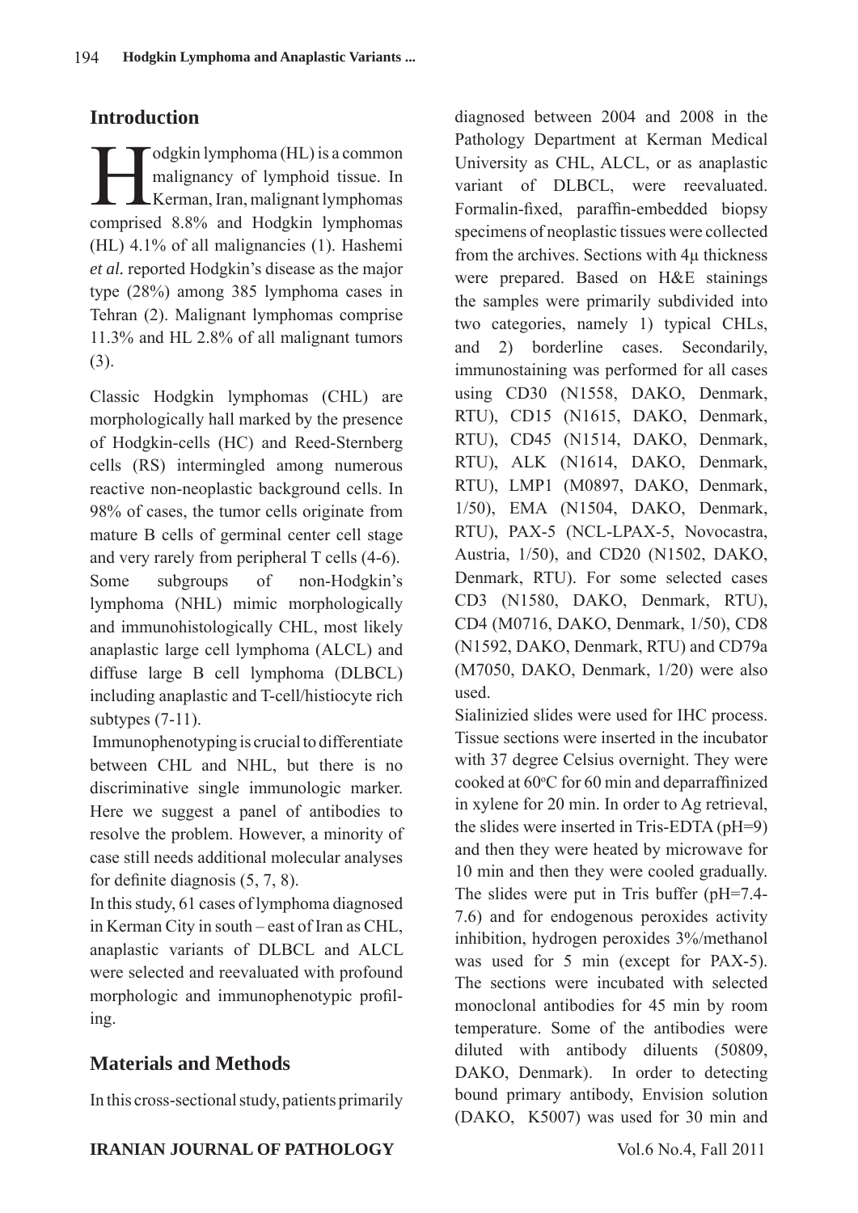## Introduction

Hodgkin lymphoma (HL) is a common malignancy of lymphoid tissue. In Kerman, Iran, malignant lymphomas comprised 8.8% and Hodgkin lymphomas (HL) 4.1% of all malignancies (1). Hashemi *et al.* reported Hodgkin's disease as the major type (28%) among 385 lymphoma cases in Tehran (2). Malignant lymphomas comprise 11.3% and HL 2.8% of all malignant tumors (3).

Classic Hodgkin lymphomas (CHL) are morphologically hall marked by the presence of Hodgkin-cells (HC) and Reed-Sternberg cells (RS) intermingled among numerous reactive non-neoplastic background cells. In 98% of cases, the tumor cells originate from mature B cells of germinal center cell stage and very rarely from peripheral T cells (4-6). Some subgroups of non-Hodgkin's lymphoma (NHL) mimic morphologically and immunohistologically CHL, most likely anaplastic large cell lymphoma (ALCL) and diffuse large B cell lymphoma (DLBCL) including anaplastic and T-cell/histiocyte rich subtypes (7-11).

Immunophenotyping is crucial to differentiate between CHL and NHL, but there is no discriminative single immunologic marker. Here we suggest a panel of antibodies to resolve the problem. However, a minority of case still needs additional molecular analyses for definite diagnosis (5, 7, 8).

In this study, 61 cases of lymphoma diagnosed in Kerman City in south – east of Iran as CHL, anaplastic variants of DLBCL and ALCL were selected and reevaluated with profound morphologic and immunophenotypic profiling.

## Materials and Methods

In this cross-sectional study, patients primarily diagnosed between 2004 and 2008 in the Pathology Department at Kerman Medical University as CHL, ALCL, or as anaplastic variant of DLBCL, were reevaluated. Formalin-fixed, paraffin-embedded biopsy specimens of neoplastic tissues were collected from the archives. Sections with 4µ thickness were prepared. Based on H&E stainings the samples were primarily subdivided into two categories, namely 1) typical CHLs, and 2) borderline cases. Secondarily, immunostaining was performed for all cases using CD30 (N1558, DAKO, Denmark, RTU), CD15 (N1615, DAKO, Denmark, RTU), CD45 (N1514, DAKO, Denmark, RTU), ALK (N1614, DAKO, Denmark, RTU), LMP1 (M0897, DAKO, Denmark, 1/50), EMA (N1504, DAKO, Denmark, RTU), PAX-5 (NCL-LPAX-5, Novocastra, Austria, 1/50), and CD20 (N1502, DAKO, Denmark, RTU). For some selected cases CD3 (N1580, DAKO, Denmark, RTU), CD4 (M0716, DAKO, Denmark, 1/50), CD8 (N1592, DAKO, Denmark, RTU) and CD79a (M7050, DAKO, Denmark, 1/20) were also used.

Sialinizied slides were used for IHC process. Tissue sections were inserted in the incubator with 37 degree Celsius overnight. They were cooked at 60°C for 60 min and deparraffinized in xylene for 20 min. In order to Ag retrieval, the slides were inserted in Tris-EDTA (pH=9) and then they were heated by microwave for 10 min and then they were cooled gradually. The slides were put in Tris buffer (pH=7.4-7.6) and for endogenous peroxides activity inhibition, hydrogen peroxides 3%/methanol was used for 5 min (except for PAX-5). The sections were incubated with selected monoclonal antibodies for 45 min by room temperature. Some of the antibodies were diluted with antibody diluents (50809, DAKO, Denmark). In order to detecting bound primary antibody, Envision solution (DAKO, K5007) was used for 30 min and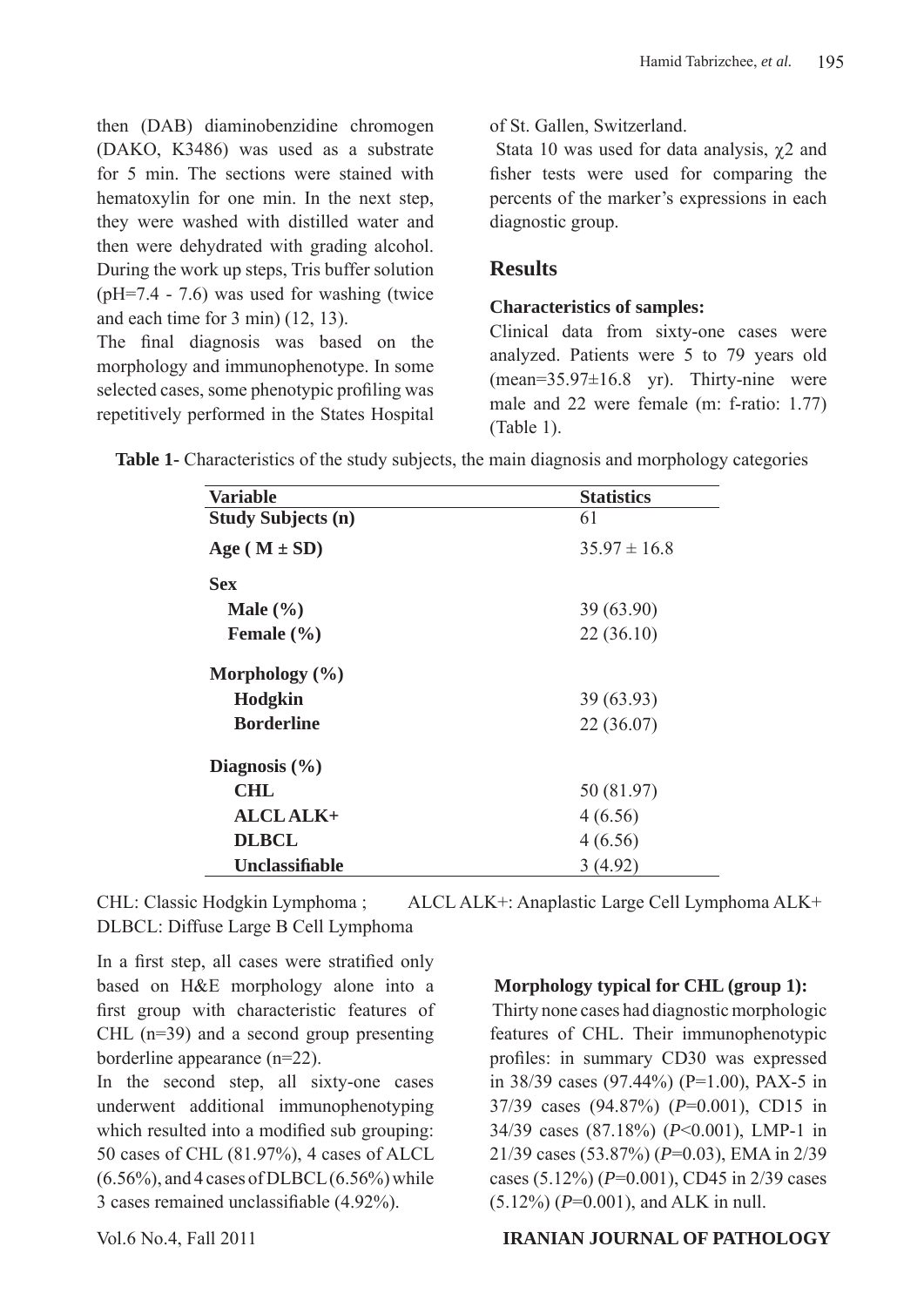then (DAB) diaminobenzidine chromogen (DAKO, K3486) was used as a substrate for 5 min. The sections were stained with hematoxylin for one min. In the next step, they were washed with distilled water and then were dehydrated with grading alcohol. During the work up steps, Tris buffer solution (pH=7.4 - 7.6) was used for washing (twice and each time for 3 min) (12, 13).

The final diagnosis was based on the morphology and immunophenotype. In some selected cases, some phenotypic profiling was repetitively performed in the States Hospital of St. Gallen, Switzerland.

Stata 10 was used for data analysis, $\chi 2$ and fisher tests were used for comparing the percents of the marker's expressions in each diagnostic group.

## Results

### Characteristics of samples:

Clinical data from sixty-one cases were analyzed. Patients were 5 to 79 years old (mean=35.97±16.8 yr). Thirty-nine were male and 22 were female (m: f-ratio: 1.77) (Table 1).

**Table 1-** Characteristics of the study subjects, the main diagnosis and morphology categories

| Variable | Statistics |
|---|---|
| **Study Subjects (n)** | 61 |
| **Age ( M ± SD)** | 35.97 ± 16.8 |
| **Sex** | |
| **Male (%)** | 39 (63.90) |
| **Female (%)** | 22 (36.10) |
| **Morphology (%)** | |
| **Hodgkin** | 39 (63.93) |
| **Borderline** | 22 (36.07) |
| **Diagnosis (%)** | |
| **CHL** | 50 (81.97) |
| **ALCL ALK+** | 4 (6.56) |
| **DLBCL** | 4 (6.56) |
| **Unclassifiable** | 3 (4.92) |

CHL: Classic Hodgkin Lymphoma ; ALCL ALK+: Anaplastic Large Cell Lymphoma ALK+ DLBCL: Diffuse Large B Cell Lymphoma

In a first step, all cases were stratified only based on H&E morphology alone into a first group with characteristic features of CHL (n=39) and a second group presenting borderline appearance (n=22).

In the second step, all sixty-one cases underwent additional immunophenotyping which resulted into a modified sub grouping: 50 cases of CHL (81.97%), 4 cases of ALCL (6.56%), and 4 cases of DLBCL (6.56%) while 3 cases remained unclassifiable (4.92%).

### Morphology typical for CHL (group 1):

Thirty none cases had diagnostic morphologic features of CHL. Their immunophenotypic profiles: in summary CD30 was expressed in 38/39 cases (97.44%) (P=1.00), PAX-5 in 37/39 cases (94.87%) (*P*=0.001), CD15 in 34/39 cases (87.18%) (*P*<0.001), LMP-1 in 21/39 cases (53.87%) (*P*=0.03), EMA in 2/39 cases (5.12%) (*P*=0.001), CD45 in 2/39 cases (5.12%) (*P*=0.001), and ALK in null.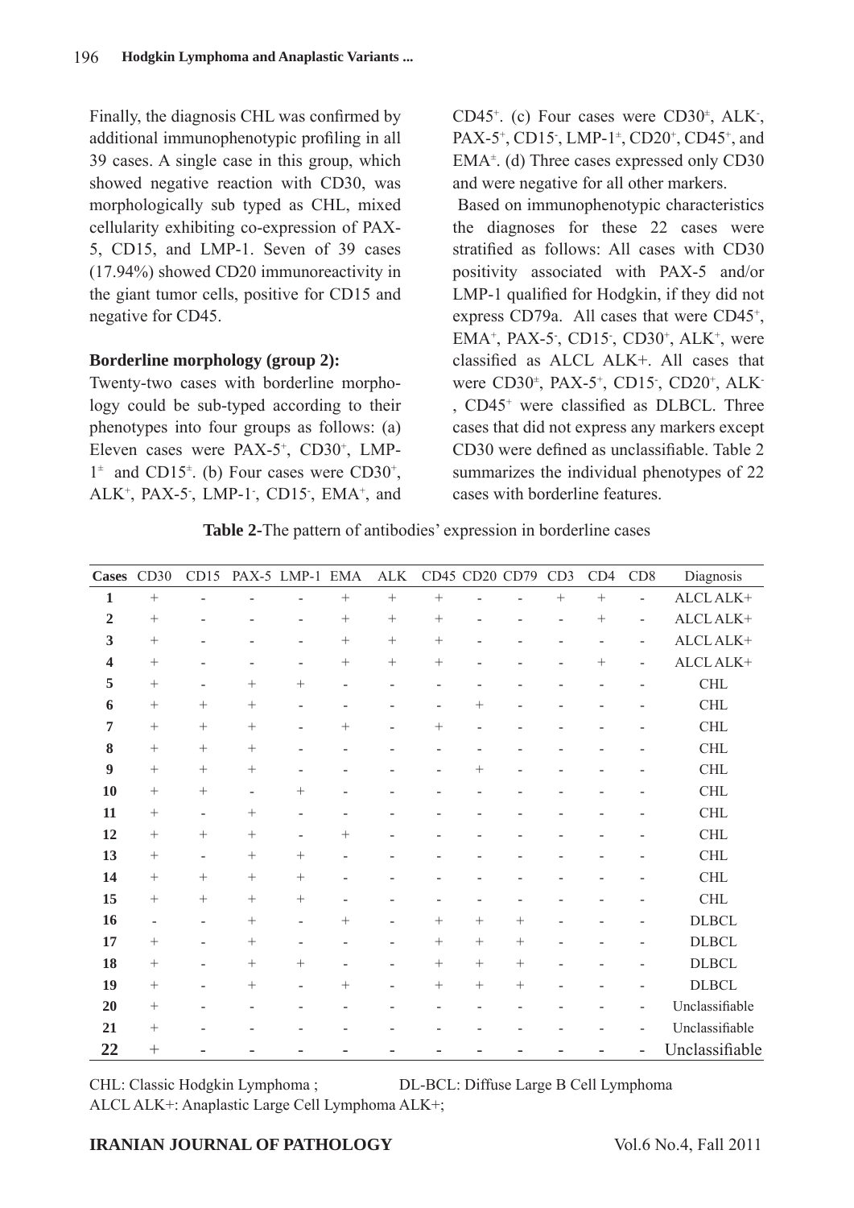Finally, the diagnosis CHL was confirmed by additional immunophenotypic profiling in all 39 cases. A single case in this group, which showed negative reaction with CD30, was morphologically sub typed as CHL, mixed cellularity exhibiting co-expression of PAX-5, CD15, and LMP-1. Seven of 39 cases (17.94%) showed CD20 immunoreactivity in the giant tumor cells, positive for CD15 and negative for CD45.

**Borderline morphology (group 2):**

Twenty-two cases with borderline morphology could be sub-typed according to their phenotypes into four groups as follows: (a) Eleven cases were PAX-5$^+$, CD30$^+$, LMP-1$^{\pm}$ and CD15$^{\pm}$. (b) Four cases were CD30$^+$, ALK$^+$, PAX-5$^-$, LMP-1$^-$, CD15$^-$, EMA$^+$, and CD45$^+$. (c) Four cases were CD30$^{\pm}$, ALK$^-$, PAX-5$^+$, CD15$^-$, LMP-1$^{\pm}$, CD20$^+$, CD45$^+$, and EMA$^{\pm}$. (d) Three cases expressed only CD30 and were negative for all other markers.

Based on immunophenotypic characteristics the diagnoses for these 22 cases were stratified as follows: All cases with CD30 positivity associated with PAX-5 and/or LMP-1 qualified for Hodgkin, if they did not express CD79a. All cases that were CD45$^+$, EMA$^+$, PAX-5$^-$, CD15$^-$, CD30$^+$, ALK$^+$, were classified as ALCL ALK+. All cases that were CD30$^{\pm}$, PAX-5$^+$, CD15$^-$, CD20$^+$, ALK$^-$, CD45$^+$ were classified as DLBCL. Three cases that did not express any markers except CD30 were defined as unclassifiable. Table 2 summarizes the individual phenotypes of 22 cases with borderline features.

**Table 2-**The pattern of antibodies' expression in borderline cases

| Cases | CD30 | CD15 | PAX-5 | LMP-1 | EMA | ALK | CD45 | CD20 | CD79 | CD3 | CD4 | CD8 | Diagnosis |
|---|---|---|---|---|---|---|---|---|---|---|---|---|---|
| **1** | + | - | - | - | + | + | + | - | - | + | + | - | ALCL ALK+ |
| **2** | + | - | - | - | + | + | + | - | - | - | + | - | ALCL ALK+ |
| **3** | + | - | - | - | + | + | + | - | - | - | - | - | ALCL ALK+ |
| **4** | + | - | - | - | + | + | + | - | - | - | + | - | ALCL ALK+ |
| **5** | + | - | + | + | - | - | - | - | - | - | - | - | CHL |
| **6** | + | + | + | - | - | - | - | + | - | - | - | - | CHL |
| **7** | + | + | + | - | + | - | + | - | - | - | - | - | CHL |
| **8** | + | + | + | - | - | - | - | - | - | - | - | - | CHL |
| **9** | + | + | + | - | - | - | - | + | - | - | - | - | CHL |
| **10** | + | + | - | + | - | - | - | - | - | - | - | - | CHL |
| **11** | + | - | + | - | - | - | - | - | - | - | - | - | CHL |
| **12** | + | + | + | - | + | - | - | - | - | - | - | - | CHL |
| **13** | + | - | + | + | - | - | - | - | - | - | - | - | CHL |
| **14** | + | + | + | + | - | - | - | - | - | - | - | - | CHL |
| **15** | + | + | + | + | - | - | - | - | - | - | - | - | CHL |
| **16** | - | - | + | - | + | - | + | + | + | - | - | - | DLBCL |
| **17** | + | - | + | - | - | - | + | + | + | - | - | - | DLBCL |
| **18** | + | - | + | + | - | - | + | + | + | - | - | - | DLBCL |
| **19** | + | - | + | - | + | - | + | + | + | - | - | - | DLBCL |
| **20** | + | - | - | - | - | - | - | - | - | - | - | - | Unclassifiable |
| **21** | + | - | - | - | - | - | - | - | - | - | - | - | Unclassifiable |
| **22** | + | - | - | - | - | - | - | - | - | - | - | - | Unclassifiable |

CHL: Classic Hodgkin Lymphoma ; DL-BCL: Diffuse Large B Cell Lymphoma
ALCL ALK+: Anaplastic Large Cell Lymphoma ALK+;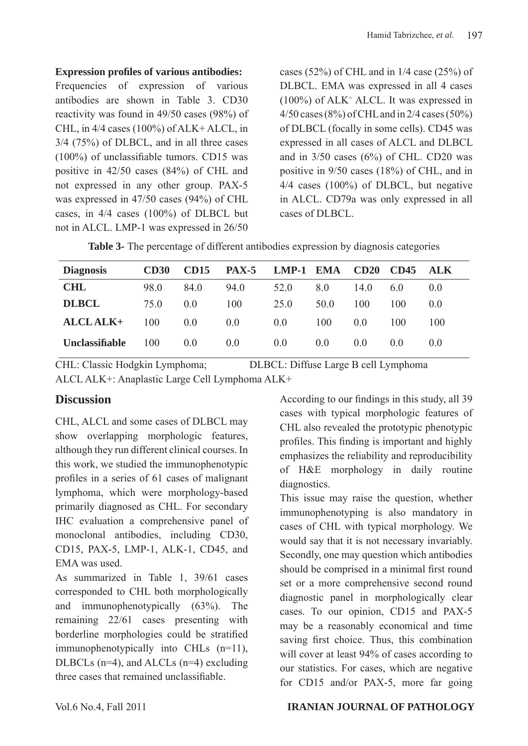**Expression profiles of various antibodies:**

Frequencies of expression of various antibodies are shown in Table 3. CD30 reactivity was found in 49/50 cases (98%) of CHL, in 4/4 cases (100%) of ALK+ ALCL, in 3/4 (75%) of DLBCL, and in all three cases (100%) of unclassifiable tumors. CD15 was positive in 42/50 cases (84%) of CHL and not expressed in any other group. PAX-5 was expressed in 47/50 cases (94%) of CHL cases, in 4/4 cases (100%) of DLBCL but not in ALCL. LMP-1 was expressed in 26/50 cases (52%) of CHL and in 1/4 case (25%) of DLBCL. EMA was expressed in all 4 cases (100%) of ALK+ ALCL. It was expressed in 4/50 cases (8%) of CHL and in 2/4 cases (50%) of DLBCL (focally in some cells). CD45 was expressed in all cases of ALCL and DLBCL and in 3/50 cases (6%) of CHL. CD20 was positive in 9/50 cases (18%) of CHL, and in 4/4 cases (100%) of DLBCL, but negative in ALCL. CD79a was only expressed in all cases of DLBCL.

**Table 3**- The percentage of different antibodies expression by diagnosis categories

| Diagnosis | CD30 | CD15 | PAX-5 | LMP-1 | EMA | CD20 | CD45 | ALK |
|---|---|---|---|---|---|---|---|---|
| **CHL** | 98.0 | 84.0 | 94.0 | 52.0 | 8.0 | 14.0 | 6.0 | 0.0 |
| **DLBCL** | 75.0 | 0.0 | 100 | 25.0 | 50.0 | 100 | 100 | 0.0 |
| **ALCL ALK+** | 100 | 0.0 | 0.0 | 0.0 | 100 | 0.0 | 100 | 100 |
| **Unclassifiable** | 100 | 0.0 | 0.0 | 0.0 | 0.0 | 0.0 | 0.0 | 0.0 |

CHL: Classic Hodgkin Lymphoma; DLBCL: Diffuse Large B cell Lymphoma
ALCL ALK+: Anaplastic Large Cell Lymphoma ALK+

## Discussion

CHL, ALCL and some cases of DLBCL may show overlapping morphologic features, although they run different clinical courses. In this work, we studied the immunophenotypic profiles in a series of 61 cases of malignant lymphoma, which were morphology-based primarily diagnosed as CHL. For secondary IHC evaluation a comprehensive panel of monoclonal antibodies, including CD30, CD15, PAX-5, LMP-1, ALK-1, CD45, and EMA was used.

As summarized in Table 1, 39/61 cases corresponded to CHL both morphologically and immunophenotypically (63%). The remaining 22/61 cases presenting with borderline morphologies could be stratified immunophenotypically into CHLs (n=11), DLBCLs (n=4), and ALCLs (n=4) excluding three cases that remained unclassifiable.

According to our findings in this study, all 39 cases with typical morphologic features of CHL also revealed the prototypic phenotypic profiles. This finding is important and highly emphasizes the reliability and reproducibility of H&E morphology in daily routine diagnostics.

This issue may raise the question, whether immunophenotyping is also mandatory in cases of CHL with typical morphology. We would say that it is not necessary invariably. Secondly, one may question which antibodies should be comprised in a minimal first round set or a more comprehensive second round diagnostic panel in morphologically clear cases. To our opinion, CD15 and PAX-5 may be a reasonably economical and time saving first choice. Thus, this combination will cover at least 94% of cases according to our statistics. For cases, which are negative for CD15 and/or PAX-5, more far going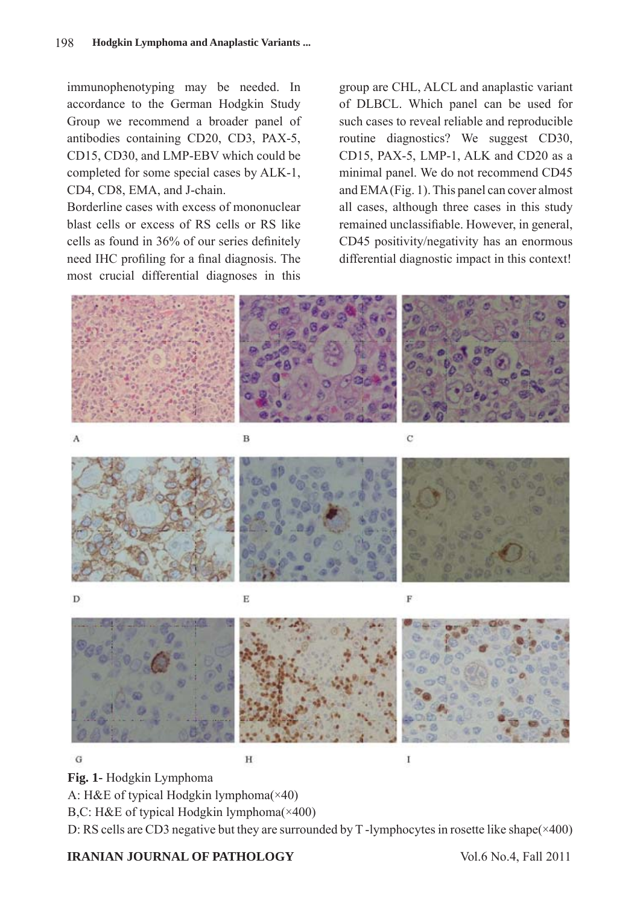immunophenotyping may be needed. In accordance to the German Hodgkin Study Group we recommend a broader panel of antibodies containing CD20, CD3, PAX-5, CD15, CD30, and LMP-EBV which could be completed for some special cases by ALK-1, CD4, CD8, EMA, and J-chain.

Borderline cases with excess of mononuclear blast cells or excess of RS cells or RS like cells as found in 36% of our series definitely need IHC profiling for a final diagnosis. The most crucial differential diagnoses in this group are CHL, ALCL and anaplastic variant of DLBCL. Which panel can be used for such cases to reveal reliable and reproducible routine diagnostics? We suggest CD30, CD15, PAX-5, LMP-1, ALK and CD20 as a minimal panel. We do not recommend CD45 and EMA (Fig. 1). This panel can cover almost all cases, although three cases in this study remained unclassifiable. However, in general, CD45 positivity/negativity has an enormous differential diagnostic impact in this context!

**Fig. 1**- Hodgkin Lymphoma

A: H&E of typical Hodgkin lymphoma(×40)

B,C: H&E of typical Hodgkin lymphoma(×400)

D: RS cells are CD3 negative but they are surrounded by T -lymphocytes in rosette like shape(×400)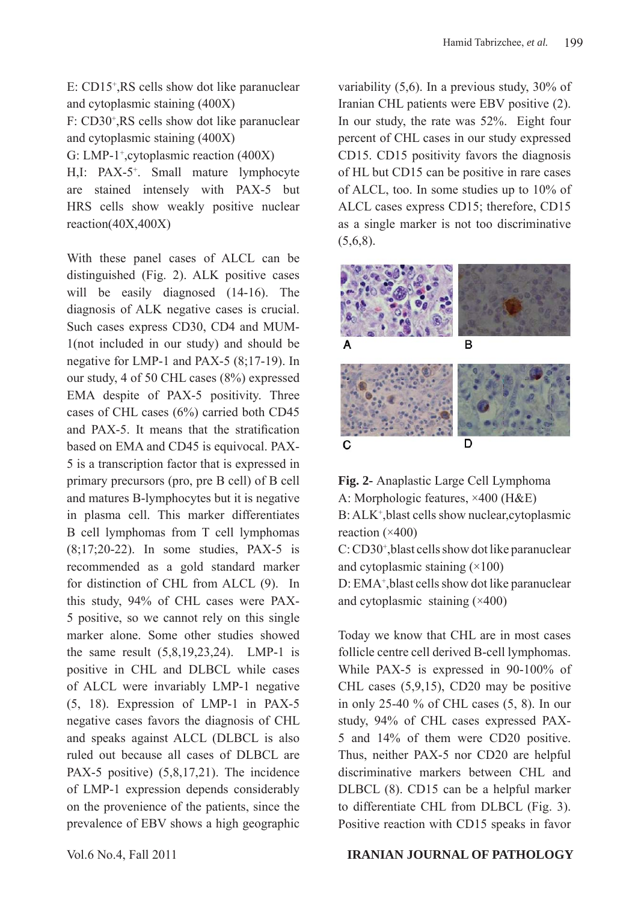E: CD15+,RS cells show dot like paranuclear and cytoplasmic staining (400X)

F: CD30+,RS cells show dot like paranuclear and cytoplasmic staining (400X)

G: LMP-1+,cytoplasmic reaction (400X)

H,I: PAX-5+. Small mature lymphocyte are stained intensely with PAX-5 but HRS cells show weakly positive nuclear reaction(40X,400X)

With these panel cases of ALCL can be distinguished (Fig. 2). ALK positive cases will be easily diagnosed (14-16). The diagnosis of ALK negative cases is crucial. Such cases express CD30, CD4 and MUM-1(not included in our study) and should be negative for LMP-1 and PAX-5 (8;17-19). In our study, 4 of 50 CHL cases (8%) expressed EMA despite of PAX-5 positivity. Three cases of CHL cases (6%) carried both CD45 and PAX-5. It means that the stratification based on EMA and CD45 is equivocal. PAX-5 is a transcription factor that is expressed in primary precursors (pro, pre B cell) of B cell and matures B-lymphocytes but it is negative in plasma cell. This marker differentiates B cell lymphomas from T cell lymphomas (8;17;20-22). In some studies, PAX-5 is recommended as a gold standard marker for distinction of CHL from ALCL (9). In this study, 94% of CHL cases were PAX-5 positive, so we cannot rely on this single marker alone. Some other studies showed the same result (5,8,19,23,24). LMP-1 is positive in CHL and DLBCL while cases of ALCL were invariably LMP-1 negative (5, 18). Expression of LMP-1 in PAX-5 negative cases favors the diagnosis of CHL and speaks against ALCL (DLBCL is also ruled out because all cases of DLBCL are PAX-5 positive) (5,8,17,21). The incidence of LMP-1 expression depends considerably on the provenience of the patients, since the prevalence of EBV shows a high geographic variability (5,6). In a previous study, 30% of Iranian CHL patients were EBV positive (2). In our study, the rate was 52%. Eight four percent of CHL cases in our study expressed CD15. CD15 positivity favors the diagnosis of HL but CD15 can be positive in rare cases of ALCL, too. In some studies up to 10% of ALCL cases express CD15; therefore, CD15 as a single marker is not too discriminative (5,6,8).

**Fig. 2-** Anaplastic Large Cell Lymphoma

A: Morphologic features, ×400 (H&E)

B: ALK+,blast cells show nuclear,cytoplasmic reaction (×400)

C: CD30+,blast cells show dot like paranuclear and cytoplasmic staining (×100)

D: EMA+,blast cells show dot like paranuclear and cytoplasmic staining (×400)

Today we know that CHL are in most cases follicle centre cell derived B-cell lymphomas. While PAX-5 is expressed in 90-100% of CHL cases (5,9,15), CD20 may be positive in only 25-40 % of CHL cases (5, 8). In our study, 94% of CHL cases expressed PAX-5 and 14% of them were CD20 positive. Thus, neither PAX-5 nor CD20 are helpful discriminative markers between CHL and DLBCL (8). CD15 can be a helpful marker to differentiate CHL from DLBCL (Fig. 3). Positive reaction with CD15 speaks in favor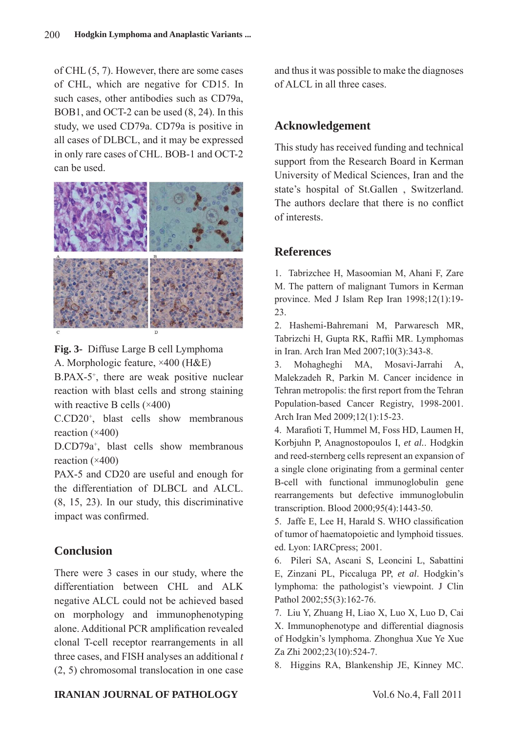of CHL (5, 7). However, there are some cases of CHL, which are negative for CD15. In such cases, other antibodies such as CD79a, BOB1, and OCT-2 can be used (8, 24). In this study, we used CD79a. CD79a is positive in all cases of DLBCL, and it may be expressed in only rare cases of CHL. BOB-1 and OCT-2 can be used.

**Fig. 3-** Diffuse Large B cell Lymphoma

A. Morphologic feature, ×400 (H&E)

B.PAX-5+, there are weak positive nuclear reaction with blast cells and strong staining with reactive B cells (×400)

C.CD20+, blast cells show membranous reaction (×400)

D.CD79a+, blast cells show membranous reaction (×400)

PAX-5 and CD20 are useful and enough for the differentiation of DLBCL and ALCL. (8, 15, 23). In our study, this discriminative impact was confirmed.

## Conclusion

There were 3 cases in our study, where the differentiation between CHL and ALK negative ALCL could not be achieved based on morphology and immunophenotyping alone. Additional PCR amplification revealed clonal T-cell receptor rearrangements in all three cases, and FISH analyses an additional *t* (2, 5) chromosomal translocation in one case and thus it was possible to make the diagnoses of ALCL in all three cases.

## Acknowledgement

This study has received funding and technical support from the Research Board in Kerman University of Medical Sciences, Iran and the state's hospital of St.Gallen , Switzerland. The authors declare that there is no conflict of interests.

## References

1. Tabrizchee H, Masoomian M, Ahani F, Zare M. The pattern of malignant Tumors in Kerman province. Med J Islam Rep Iran 1998;12(1):19-23.
2. Hashemi-Bahremani M, Parwaresch MR, Tabrizchi H, Gupta RK, Raffii MR. Lymphomas in Iran. Arch Iran Med 2007;10(3):343-8.
3. Mohagheghi MA, Mosavi-Jarrahi A, Malekzadeh R, Parkin M. Cancer incidence in Tehran metropolis: the first report from the Tehran Population-based Cancer Registry, 1998-2001. Arch Iran Med 2009;12(1):15-23.
4. Marafioti T, Hummel M, Foss HD, Laumen H, Korbjuhn P, Anagnostopoulos I, *et al.*. Hodgkin and reed-sternberg cells represent an expansion of a single clone originating from a germinal center B-cell with functional immunoglobulin gene rearrangements but defective immunoglobulin transcription. Blood 2000;95(4):1443-50.
5. Jaffe E, Lee H, Harald S. WHO classification of tumor of haematopoietic and lymphoid tissues. ed. Lyon: IARCpress; 2001.
6. Pileri SA, Ascani S, Leoncini L, Sabattini E, Zinzani PL, Piccaluga PP, *et al*. Hodgkin's lymphoma: the pathologist's viewpoint. J Clin Pathol 2002;55(3):162-76.
7. Liu Y, Zhuang H, Liao X, Luo X, Luo D, Cai X. Immunophenotype and differential diagnosis of Hodgkin's lymphoma. Zhonghua Xue Ye Xue Za Zhi 2002;23(10):524-7.
8. Higgins RA, Blankenship JE, Kinney MC.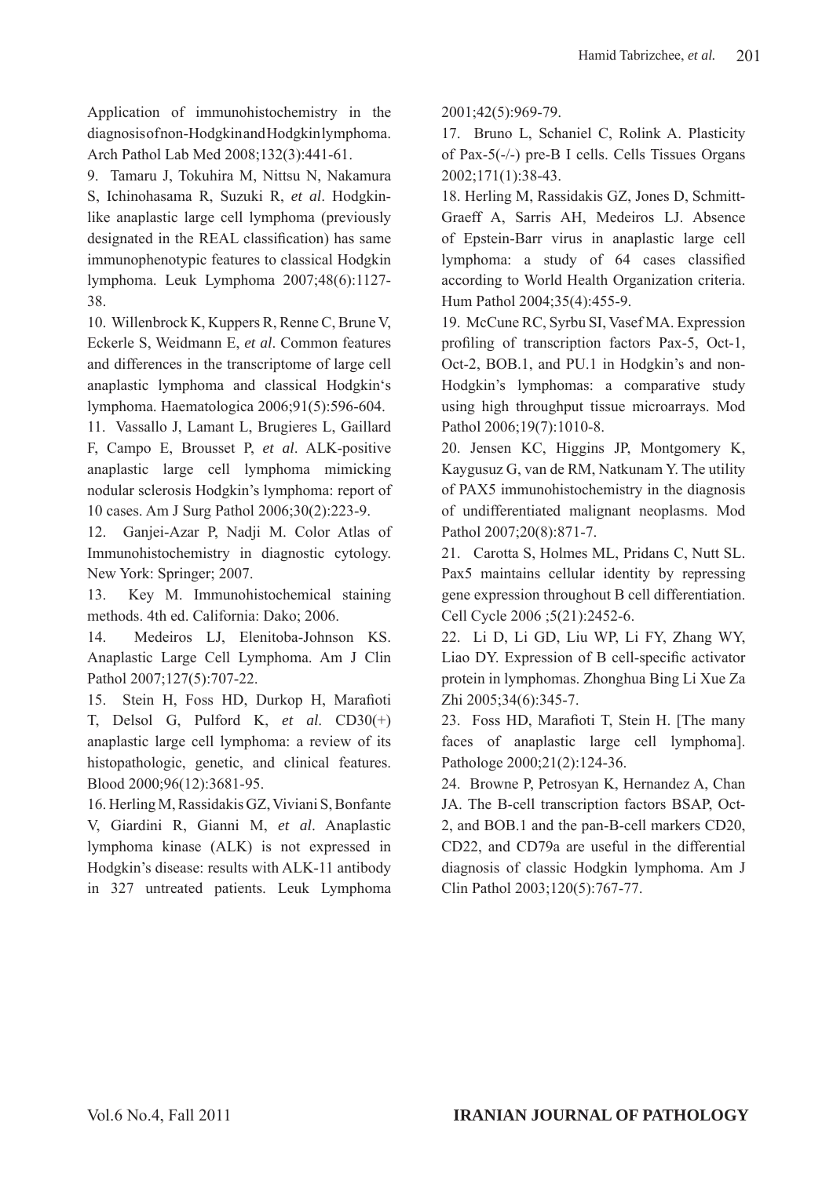Application of immunohistochemistry in the diagnosis of non-Hodgkin and Hodgkin lymphoma. Arch Pathol Lab Med 2008;132(3):441-61.

9. Tamaru J, Tokuhira M, Nittsu N, Nakamura S, Ichinohasama R, Suzuki R, *et al*. Hodgkin-like anaplastic large cell lymphoma (previously designated in the REAL classification) has same immunophenotypic features to classical Hodgkin lymphoma. Leuk Lymphoma 2007;48(6):1127-38.

10. Willenbrock K, Kuppers R, Renne C, Brune V, Eckerle S, Weidmann E, *et al*. Common features and differences in the transcriptome of large cell anaplastic lymphoma and classical Hodgkin's lymphoma. Haematologica 2006;91(5):596-604.

11. Vassallo J, Lamant L, Brugieres L, Gaillard F, Campo E, Brousset P, *et al*. ALK-positive anaplastic large cell lymphoma mimicking nodular sclerosis Hodgkin's lymphoma: report of 10 cases. Am J Surg Pathol 2006;30(2):223-9.

12. Ganjei-Azar P, Nadji M. Color Atlas of Immunohistochemistry in diagnostic cytology. New York: Springer; 2007.

13. Key M. Immunohistochemical staining methods. 4th ed. California: Dako; 2006.

14. Medeiros LJ, Elenitoba-Johnson KS. Anaplastic Large Cell Lymphoma. Am J Clin Pathol 2007;127(5):707-22.

15. Stein H, Foss HD, Durkop H, Marafioti T, Delsol G, Pulford K, *et al*. CD30(+) anaplastic large cell lymphoma: a review of its histopathologic, genetic, and clinical features. Blood 2000;96(12):3681-95.

16. Herling M, Rassidakis GZ, Viviani S, Bonfante V, Giardini R, Gianni M, *et al*. Anaplastic lymphoma kinase (ALK) is not expressed in Hodgkin's disease: results with ALK-11 antibody in 327 untreated patients. Leuk Lymphoma 2001;42(5):969-79.

17. Bruno L, Schaniel C, Rolink A. Plasticity of Pax-5(-/-) pre-B I cells. Cells Tissues Organs 2002;171(1):38-43.

18. Herling M, Rassidakis GZ, Jones D, Schmitt-Graeff A, Sarris AH, Medeiros LJ. Absence of Epstein-Barr virus in anaplastic large cell lymphoma: a study of 64 cases classified according to World Health Organization criteria. Hum Pathol 2004;35(4):455-9.

19. McCune RC, Syrbu SI, Vasef MA. Expression profiling of transcription factors Pax-5, Oct-1, Oct-2, BOB.1, and PU.1 in Hodgkin's and non-Hodgkin's lymphomas: a comparative study using high throughput tissue microarrays. Mod Pathol 2006;19(7):1010-8.

20. Jensen KC, Higgins JP, Montgomery K, Kaygusuz G, van de RM, Natkunam Y. The utility of PAX5 immunohistochemistry in the diagnosis of undifferentiated malignant neoplasms. Mod Pathol 2007;20(8):871-7.

21. Carotta S, Holmes ML, Pridans C, Nutt SL. Pax5 maintains cellular identity by repressing gene expression throughout B cell differentiation. Cell Cycle 2006 ;5(21):2452-6.

22. Li D, Li GD, Liu WP, Li FY, Zhang WY, Liao DY. Expression of B cell-specific activator protein in lymphomas. Zhonghua Bing Li Xue Za Zhi 2005;34(6):345-7.

23. Foss HD, Marafioti T, Stein H. [The many faces of anaplastic large cell lymphoma]. Pathologe 2000;21(2):124-36.

24. Browne P, Petrosyan K, Hernandez A, Chan JA. The B-cell transcription factors BSAP, Oct-2, and BOB.1 and the pan-B-cell markers CD20, CD22, and CD79a are useful in the differential diagnosis of classic Hodgkin lymphoma. Am J Clin Pathol 2003;120(5):767-77.